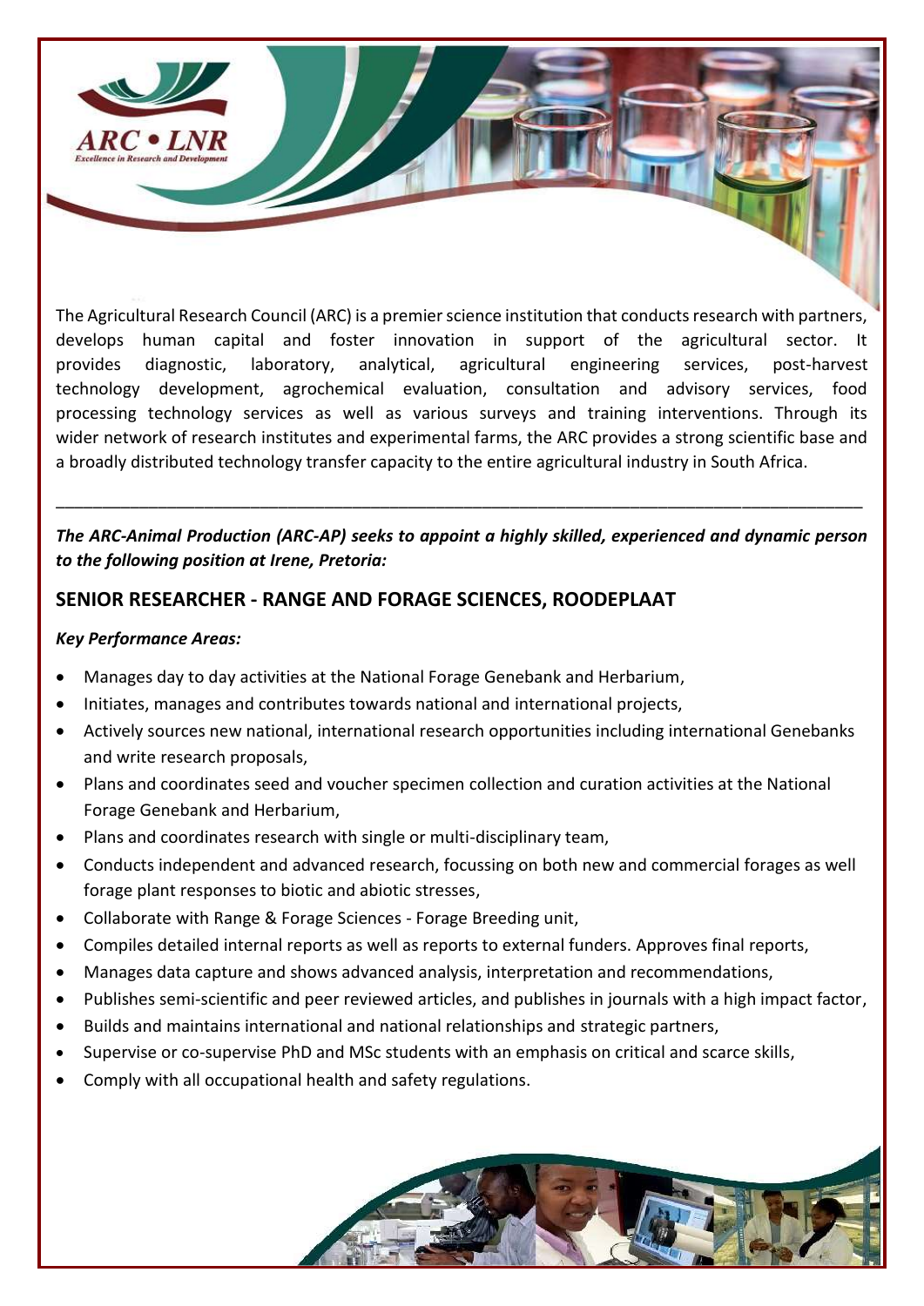ARC • LNR
Excellence in Research and Development

The Agricultural Research Council (ARC) is a premier science institution that conducts research with partners, develops human capital and foster innovation in support of the agricultural sector. It provides diagnostic, laboratory, analytical, agricultural engineering services, post-harvest technology development, agrochemical evaluation, consultation and advisory services, food processing technology services as well as various surveys and training interventions. Through its wider network of research institutes and experimental farms, the ARC provides a strong scientific base and a broadly distributed technology transfer capacity to the entire agricultural industry in South Africa.

---

***The ARC-Animal Production (ARC-AP) seeks to appoint a highly skilled, experienced and dynamic person to the following position at Irene, Pretoria:***

## SENIOR RESEARCHER - RANGE AND FORAGE SCIENCES, ROODEPLAAT

***Key Performance Areas:***

- Manages day to day activities at the National Forage Genebank and Herbarium,
- Initiates, manages and contributes towards national and international projects,
- Actively sources new national, international research opportunities including international Genebanks and write research proposals,
- Plans and coordinates seed and voucher specimen collection and curation activities at the National Forage Genebank and Herbarium,
- Plans and coordinates research with single or multi-disciplinary team,
- Conducts independent and advanced research, focussing on both new and commercial forages as well forage plant responses to biotic and abiotic stresses,
- Collaborate with Range & Forage Sciences - Forage Breeding unit,
- Compiles detailed internal reports as well as reports to external funders. Approves final reports,
- Manages data capture and shows advanced analysis, interpretation and recommendations,
- Publishes semi-scientific and peer reviewed articles, and publishes in journals with a high impact factor,
- Builds and maintains international and national relationships and strategic partners,
- Supervise or co-supervise PhD and MSc students with an emphasis on critical and scarce skills,
- Comply with all occupational health and safety regulations.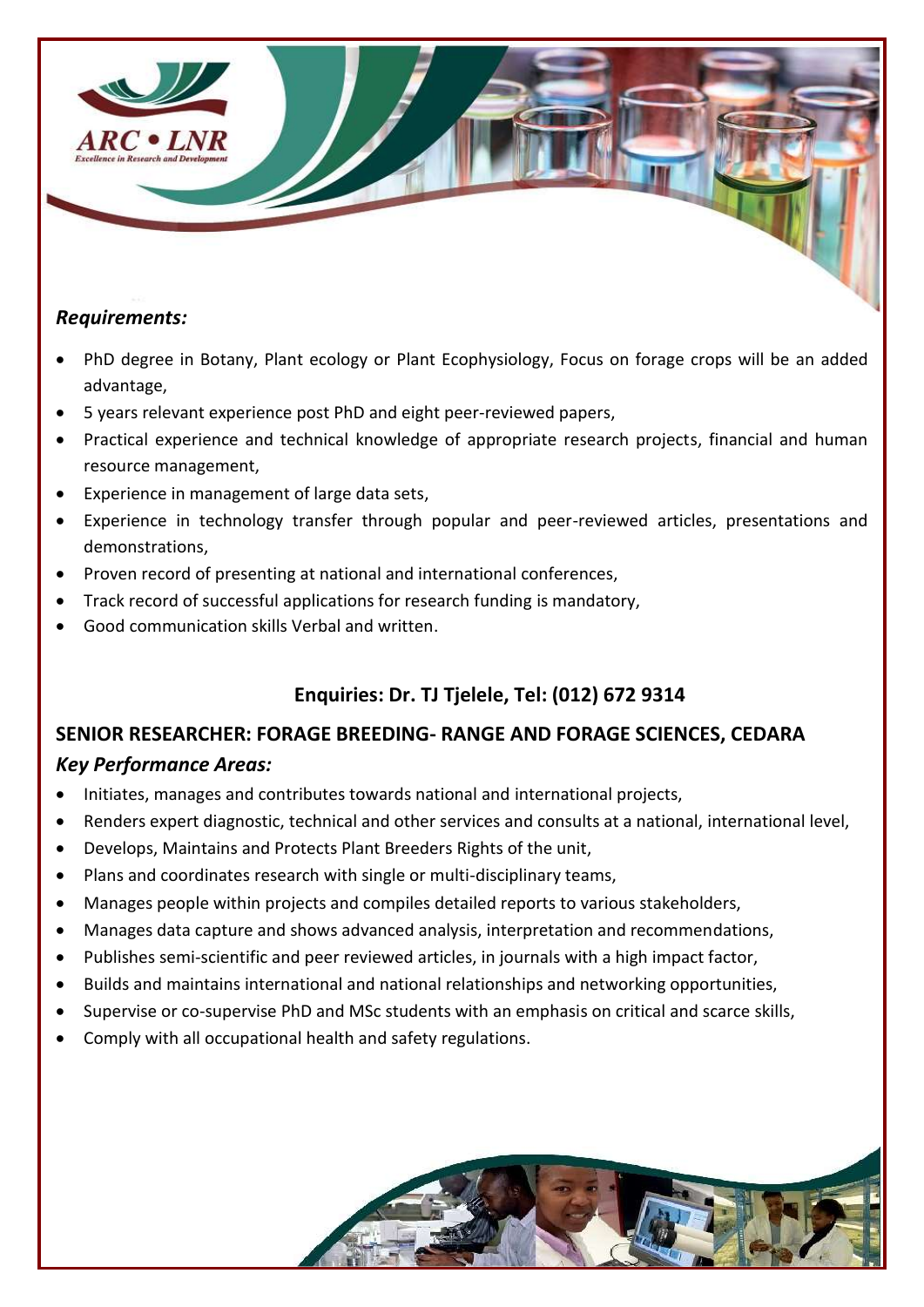### *Requirements:*

- PhD degree in Botany, Plant ecology or Plant Ecophysiology, Focus on forage crops will be an added advantage,
- 5 years relevant experience post PhD and eight peer-reviewed papers,
- Practical experience and technical knowledge of appropriate research projects, financial and human resource management,
- Experience in management of large data sets,
- Experience in technology transfer through popular and peer-reviewed articles, presentations and demonstrations,
- Proven record of presenting at national and international conferences,
- Track record of successful applications for research funding is mandatory,
- Good communication skills Verbal and written.

**Enquiries: Dr. TJ Tjelele, Tel: (012) 672 9314**

## SENIOR RESEARCHER: FORAGE BREEDING- RANGE AND FORAGE SCIENCES, CEDARA

### *Key Performance Areas:*

- Initiates, manages and contributes towards national and international projects,
- Renders expert diagnostic, technical and other services and consults at a national, international level,
- Develops, Maintains and Protects Plant Breeders Rights of the unit,
- Plans and coordinates research with single or multi-disciplinary teams,
- Manages people within projects and compiles detailed reports to various stakeholders,
- Manages data capture and shows advanced analysis, interpretation and recommendations,
- Publishes semi-scientific and peer reviewed articles, in journals with a high impact factor,
- Builds and maintains international and national relationships and networking opportunities,
- Supervise or co-supervise PhD and MSc students with an emphasis on critical and scarce skills,
- Comply with all occupational health and safety regulations.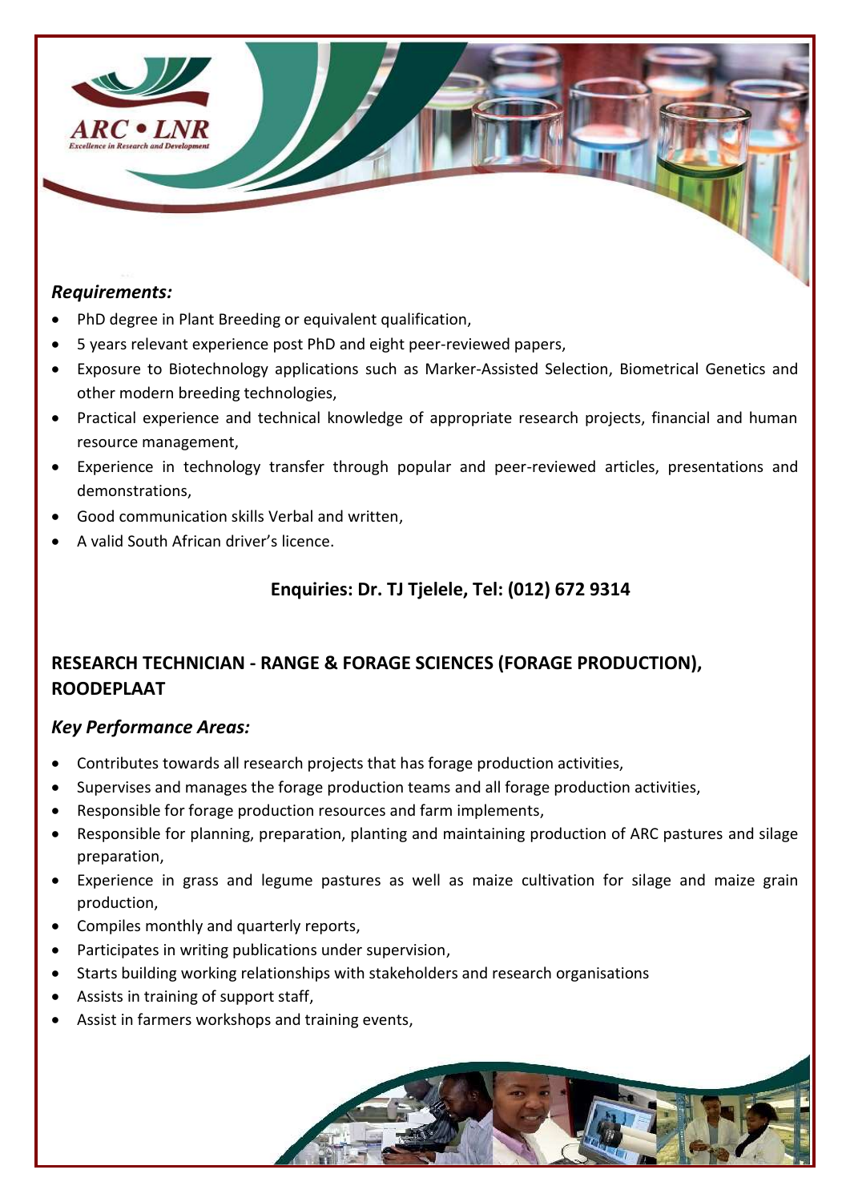### *Requirements:*

- PhD degree in Plant Breeding or equivalent qualification,
- 5 years relevant experience post PhD and eight peer-reviewed papers,
- Exposure to Biotechnology applications such as Marker-Assisted Selection, Biometrical Genetics and other modern breeding technologies,
- Practical experience and technical knowledge of appropriate research projects, financial and human resource management,
- Experience in technology transfer through popular and peer-reviewed articles, presentations and demonstrations,
- Good communication skills Verbal and written,
- A valid South African driver's licence.

**Enquiries: Dr. TJ Tjelele, Tel: (012) 672 9314**

## RESEARCH TECHNICIAN - RANGE & FORAGE SCIENCES (FORAGE PRODUCTION), ROODEPLAAT

### *Key Performance Areas:*

- Contributes towards all research projects that has forage production activities,
- Supervises and manages the forage production teams and all forage production activities,
- Responsible for forage production resources and farm implements,
- Responsible for planning, preparation, planting and maintaining production of ARC pastures and silage preparation,
- Experience in grass and legume pastures as well as maize cultivation for silage and maize grain production,
- Compiles monthly and quarterly reports,
- Participates in writing publications under supervision,
- Starts building working relationships with stakeholders and research organisations
- Assists in training of support staff,
- Assist in farmers workshops and training events,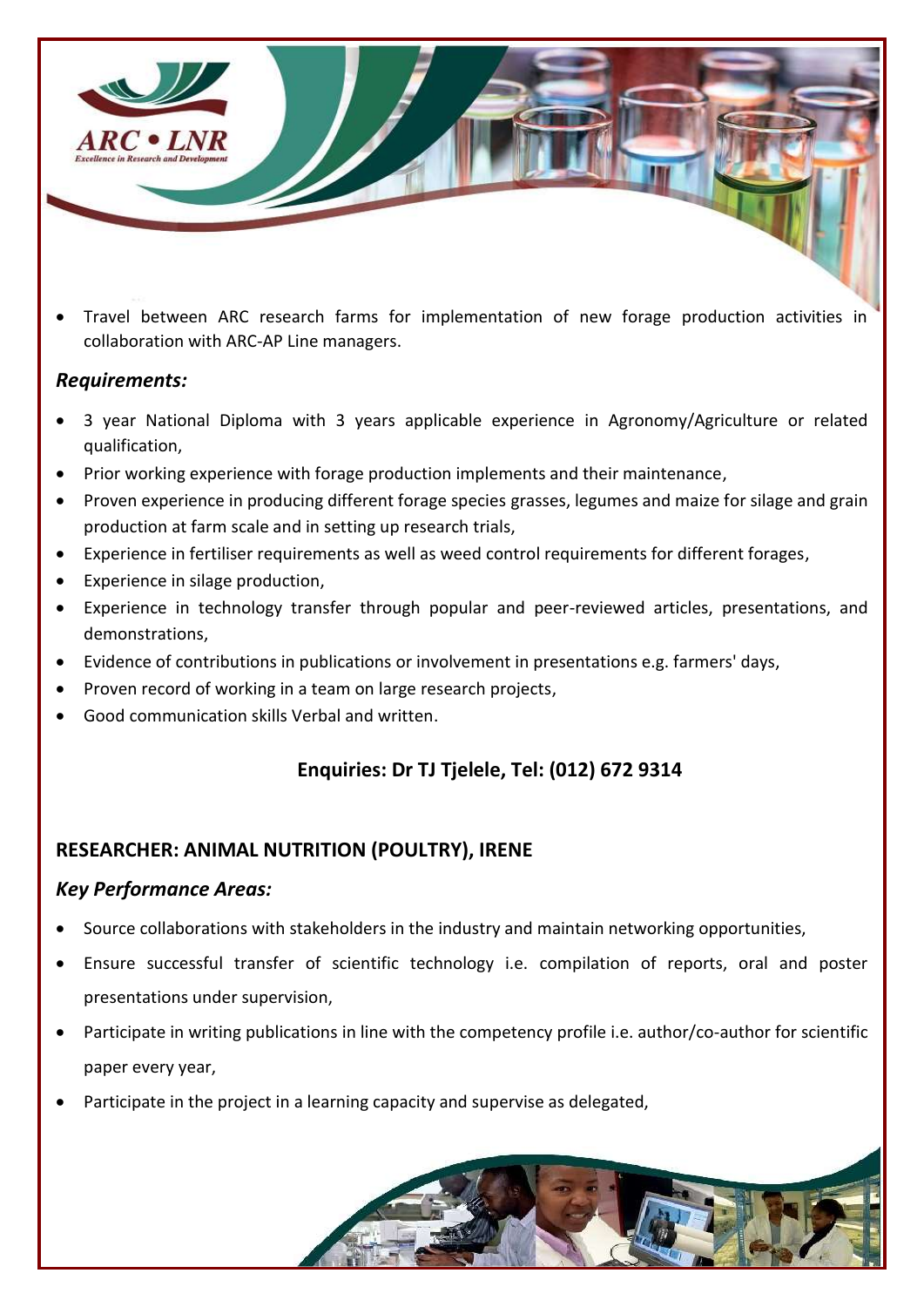- Travel between ARC research farms for implementation of new forage production activities in collaboration with ARC-AP Line managers.

### *Requirements:*

- 3 year National Diploma with 3 years applicable experience in Agronomy/Agriculture or related qualification,
- Prior working experience with forage production implements and their maintenance,
- Proven experience in producing different forage species grasses, legumes and maize for silage and grain production at farm scale and in setting up research trials,
- Experience in fertiliser requirements as well as weed control requirements for different forages,
- Experience in silage production,
- Experience in technology transfer through popular and peer-reviewed articles, presentations, and demonstrations,
- Evidence of contributions in publications or involvement in presentations e.g. farmers' days,
- Proven record of working in a team on large research projects,
- Good communication skills Verbal and written.

**Enquiries: Dr TJ Tjelele, Tel: (012) 672 9314**

## RESEARCHER: ANIMAL NUTRITION (POULTRY), IRENE

### *Key Performance Areas:*

- Source collaborations with stakeholders in the industry and maintain networking opportunities,
- Ensure successful transfer of scientific technology i.e. compilation of reports, oral and poster presentations under supervision,
- Participate in writing publications in line with the competency profile i.e. author/co-author for scientific paper every year,
- Participate in the project in a learning capacity and supervise as delegated,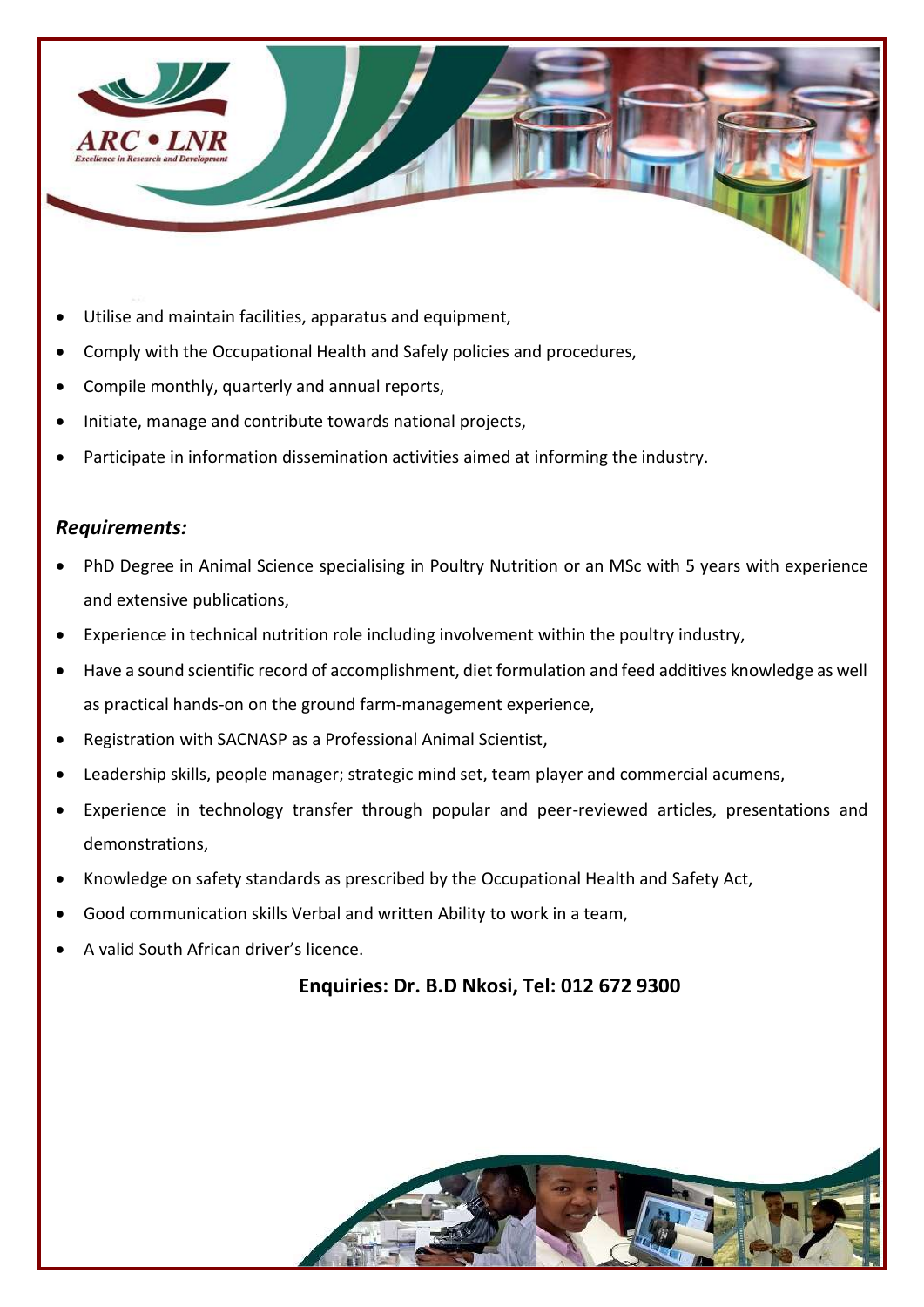- Utilise and maintain facilities, apparatus and equipment,
- Comply with the Occupational Health and Safely policies and procedures,
- Compile monthly, quarterly and annual reports,
- Initiate, manage and contribute towards national projects,
- Participate in information dissemination activities aimed at informing the industry.

### *Requirements:*

- PhD Degree in Animal Science specialising in Poultry Nutrition or an MSc with 5 years with experience and extensive publications,
- Experience in technical nutrition role including involvement within the poultry industry,
- Have a sound scientific record of accomplishment, diet formulation and feed additives knowledge as well as practical hands-on on the ground farm-management experience,
- Registration with SACNASP as a Professional Animal Scientist,
- Leadership skills, people manager; strategic mind set, team player and commercial acumens,
- Experience in technology transfer through popular and peer-reviewed articles, presentations and demonstrations,
- Knowledge on safety standards as prescribed by the Occupational Health and Safety Act,
- Good communication skills Verbal and written Ability to work in a team,
- A valid South African driver's licence.

**Enquiries: Dr. B.D Nkosi, Tel: 012 672 9300**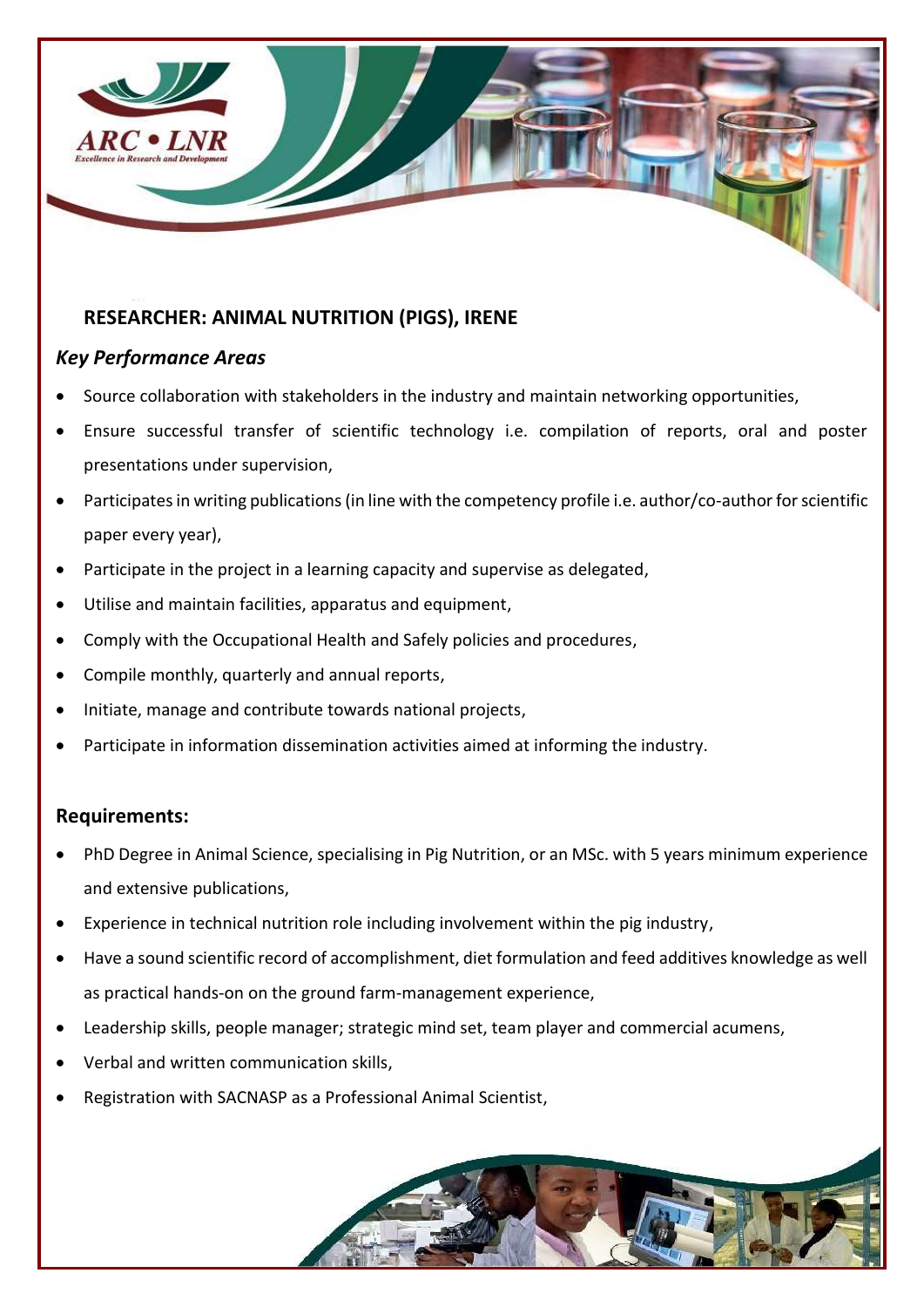## RESEARCHER: ANIMAL NUTRITION (PIGS), IRENE

### *Key Performance Areas*

- Source collaboration with stakeholders in the industry and maintain networking opportunities,
- Ensure successful transfer of scientific technology i.e. compilation of reports, oral and poster presentations under supervision,
- Participates in writing publications (in line with the competency profile i.e. author/co-author for scientific paper every year),
- Participate in the project in a learning capacity and supervise as delegated,
- Utilise and maintain facilities, apparatus and equipment,
- Comply with the Occupational Health and Safely policies and procedures,
- Compile monthly, quarterly and annual reports,
- Initiate, manage and contribute towards national projects,
- Participate in information dissemination activities aimed at informing the industry.

### Requirements:

- PhD Degree in Animal Science, specialising in Pig Nutrition, or an MSc. with 5 years minimum experience and extensive publications,
- Experience in technical nutrition role including involvement within the pig industry,
- Have a sound scientific record of accomplishment, diet formulation and feed additives knowledge as well as practical hands-on on the ground farm-management experience,
- Leadership skills, people manager; strategic mind set, team player and commercial acumens,
- Verbal and written communication skills,
- Registration with SACNASP as a Professional Animal Scientist,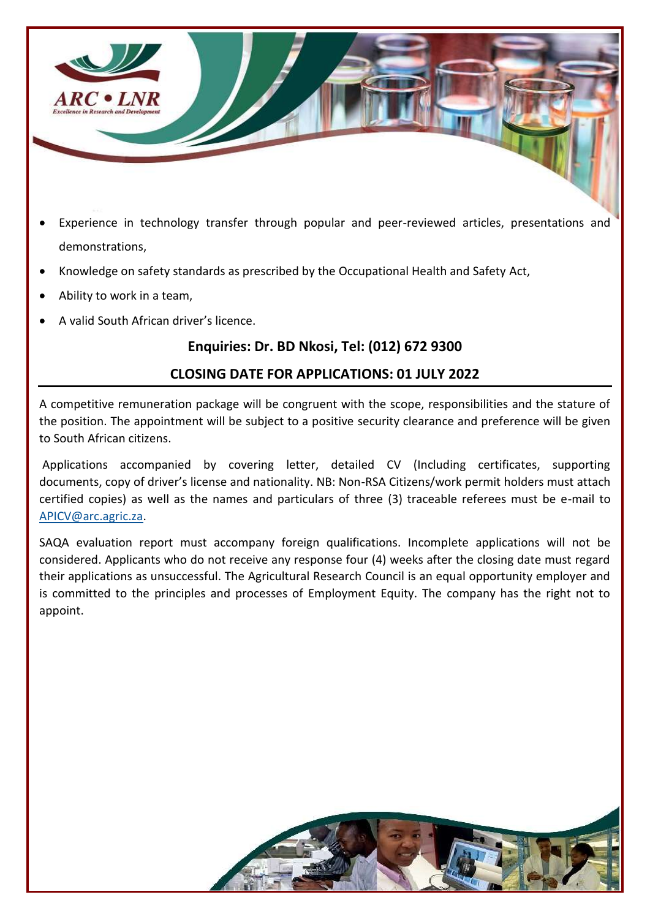- Experience in technology transfer through popular and peer-reviewed articles, presentations and demonstrations,
- Knowledge on safety standards as prescribed by the Occupational Health and Safety Act,
- Ability to work in a team,
- A valid South African driver's licence.

**Enquiries: Dr. BD Nkosi, Tel: (012) 672 9300**

**CLOSING DATE FOR APPLICATIONS: 01 JULY 2022**

---

A competitive remuneration package will be congruent with the scope, responsibilities and the stature of the position. The appointment will be subject to a positive security clearance and preference will be given to South African citizens.

Applications accompanied by covering letter, detailed CV (Including certificates, supporting documents, copy of driver's license and nationality. NB: Non-RSA Citizens/work permit holders must attach certified copies) as well as the names and particulars of three (3) traceable referees must be e-mail to APICV@arc.agric.za.

SAQA evaluation report must accompany foreign qualifications. Incomplete applications will not be considered. Applicants who do not receive any response four (4) weeks after the closing date must regard their applications as unsuccessful. The Agricultural Research Council is an equal opportunity employer and is committed to the principles and processes of Employment Equity. The company has the right not to appoint.